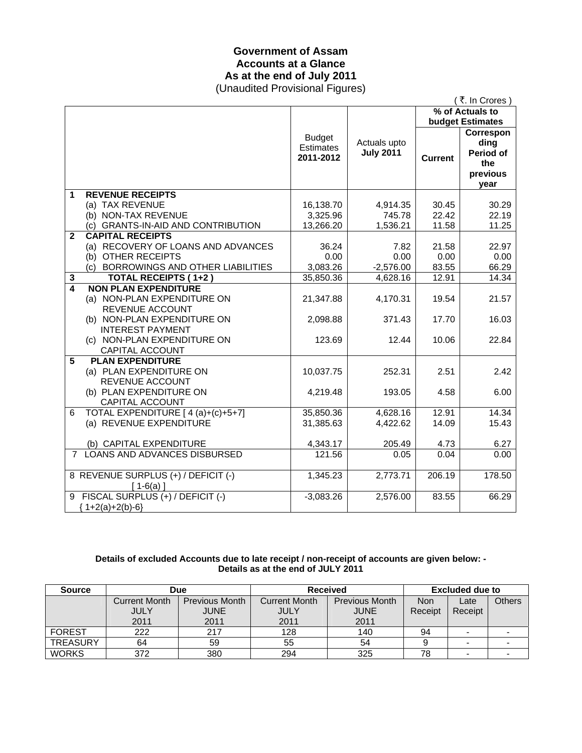# Government of Assam
## Accounts at a Glance
## As at the end of July 2011
(Unaudited Provisional Figures)

( ₹. In Crores )

| | Budget Estimates 2011-2012 | Actuals upto **July 2011** | % of Actuals to budget Estimates | |
|---|---|---|---|---|
| | | | **Current** | **Corresponding Period of the previous year** |
| **1 REVENUE RECEIPTS** | | | | |
| (a) TAX REVENUE | 16,138.70 | 4,914.35 | 30.45 | 30.29 |
| (b) NON-TAX REVENUE | 3,325.96 | 745.78 | 22.42 | 22.19 |
| (c) GRANTS-IN-AID AND CONTRIBUTION | 13,266.20 | 1,536.21 | 11.58 | 11.25 |
| **2 CAPITAL RECEIPTS** | | | | |
| (a) RECOVERY OF LOANS AND ADVANCES | 36.24 | 7.82 | 21.58 | 22.97 |
| (b) OTHER RECEIPTS | 0.00 | 0.00 | 0.00 | 0.00 |
| (c) BORROWINGS AND OTHER LIABILITIES | 3,083.26 | -2,576.00 | 83.55 | 66.29 |
| **3 TOTAL RECEIPTS ( 1+2 )** | 35,850.36 | 4,628.16 | 12.91 | 14.34 |
| **4 NON PLAN EXPENDITURE** | | | | |
| (a) NON-PLAN EXPENDITURE ON REVENUE ACCOUNT | 21,347.88 | 4,170.31 | 19.54 | 21.57 |
| (b) NON-PLAN EXPENDITURE ON INTEREST PAYMENT | 2,098.88 | 371.43 | 17.70 | 16.03 |
| (c) NON-PLAN EXPENDITURE ON CAPITAL ACCOUNT | 123.69 | 12.44 | 10.06 | 22.84 |
| **5 PLAN EXPENDITURE** | | | | |
| (a) PLAN EXPENDITURE ON REVENUE ACCOUNT | 10,037.75 | 252.31 | 2.51 | 2.42 |
| (b) PLAN EXPENDITURE ON CAPITAL ACCOUNT | 4,219.48 | 193.05 | 4.58 | 6.00 |
| 6 TOTAL EXPENDITURE [ 4 (a)+(c)+5+7] | 35,850.36 | 4,628.16 | 12.91 | 14.34 |
| (a) REVENUE EXPENDITURE | 31,385.63 | 4,422.62 | 14.09 | 15.43 |
| (b) CAPITAL EXPENDITURE | 4,343.17 | 205.49 | 4.73 | 6.27 |
| 7 LOANS AND ADVANCES DISBURSED | 121.56 | 0.05 | 0.04 | 0.00 |
| 8 REVENUE SURPLUS (+) / DEFICIT (-) [ 1-6(a) ] | 1,345.23 | 2,773.71 | 206.19 | 178.50 |
| 9 FISCAL SURPLUS (+) / DEFICIT (-) { 1+2(a)+2(b)-6} | -3,083.26 | 2,576.00 | 83.55 | 66.29 |

**Details of excluded Accounts due to late receipt / non-receipt of accounts are given below: -**
**Details as at the end of JULY 2011**

| Source | Due | | Received | | Excluded due to | | |
|---|---|---|---|---|---|---|---|
| | Current Month JULY 2011 | Previous Month JUNE 2011 | Current Month JULY 2011 | Previous Month JUNE 2011 | Non Receipt | Late Receipt | Others |
| FOREST | 222 | 217 | 128 | 140 | 94 | - | - |
| TREASURY | 64 | 59 | 55 | 54 | 9 | - | - |
| WORKS | 372 | 380 | 294 | 325 | 78 | - | - |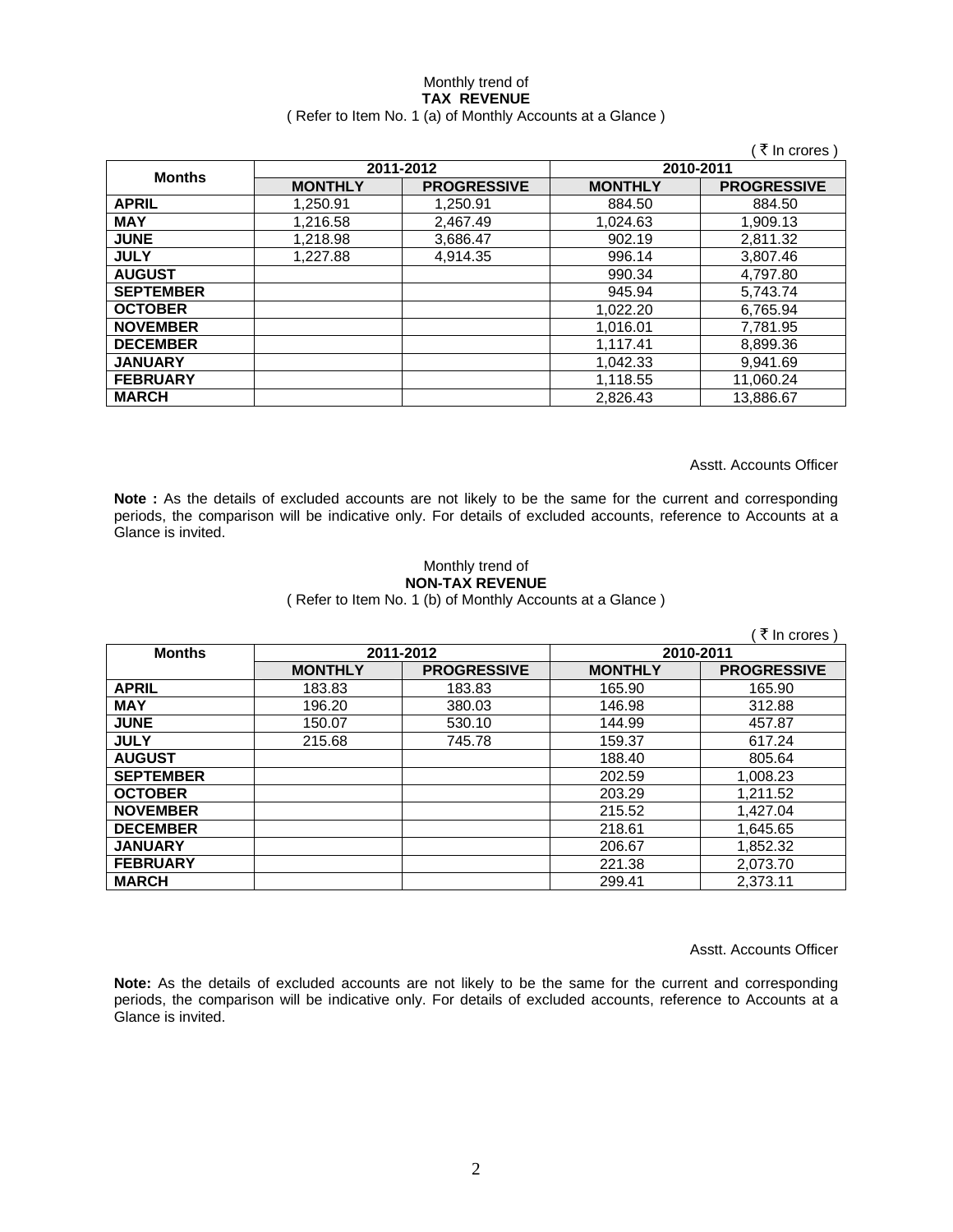Monthly trend of

**TAX REVENUE**

( Refer to Item No. 1 (a) of Monthly Accounts at a Glance )

( ₹ In crores )

| Months | 2011-2012 | | 2010-2011 | |
|---|---|---|---|---|
| | MONTHLY | PROGRESSIVE | MONTHLY | PROGRESSIVE |
| APRIL | 1,250.91 | 1,250.91 | 884.50 | 884.50 |
| MAY | 1,216.58 | 2,467.49 | 1,024.63 | 1,909.13 |
| JUNE | 1,218.98 | 3,686.47 | 902.19 | 2,811.32 |
| JULY | 1,227.88 | 4,914.35 | 996.14 | 3,807.46 |
| AUGUST | | | 990.34 | 4,797.80 |
| SEPTEMBER | | | 945.94 | 5,743.74 |
| OCTOBER | | | 1,022.20 | 6,765.94 |
| NOVEMBER | | | 1,016.01 | 7,781.95 |
| DECEMBER | | | 1,117.41 | 8,899.36 |
| JANUARY | | | 1,042.33 | 9,941.69 |
| FEBRUARY | | | 1,118.55 | 11,060.24 |
| MARCH | | | 2,826.43 | 13,886.67 |

Asstt. Accounts Officer

**Note :** As the details of excluded accounts are not likely to be the same for the current and corresponding periods, the comparison will be indicative only. For details of excluded accounts, reference to Accounts at a Glance is invited.

Monthly trend of

**NON-TAX REVENUE**

( Refer to Item No. 1 (b) of Monthly Accounts at a Glance )

( ₹ In crores )

| Months | 2011-2012 | | 2010-2011 | |
|---|---|---|---|---|
| | MONTHLY | PROGRESSIVE | MONTHLY | PROGRESSIVE |
| APRIL | 183.83 | 183.83 | 165.90 | 165.90 |
| MAY | 196.20 | 380.03 | 146.98 | 312.88 |
| JUNE | 150.07 | 530.10 | 144.99 | 457.87 |
| JULY | 215.68 | 745.78 | 159.37 | 617.24 |
| AUGUST | | | 188.40 | 805.64 |
| SEPTEMBER | | | 202.59 | 1,008.23 |
| OCTOBER | | | 203.29 | 1,211.52 |
| NOVEMBER | | | 215.52 | 1,427.04 |
| DECEMBER | | | 218.61 | 1,645.65 |
| JANUARY | | | 206.67 | 1,852.32 |
| FEBRUARY | | | 221.38 | 2,073.70 |
| MARCH | | | 299.41 | 2,373.11 |

Asstt. Accounts Officer

**Note:** As the details of excluded accounts are not likely to be the same for the current and corresponding periods, the comparison will be indicative only. For details of excluded accounts, reference to Accounts at a Glance is invited.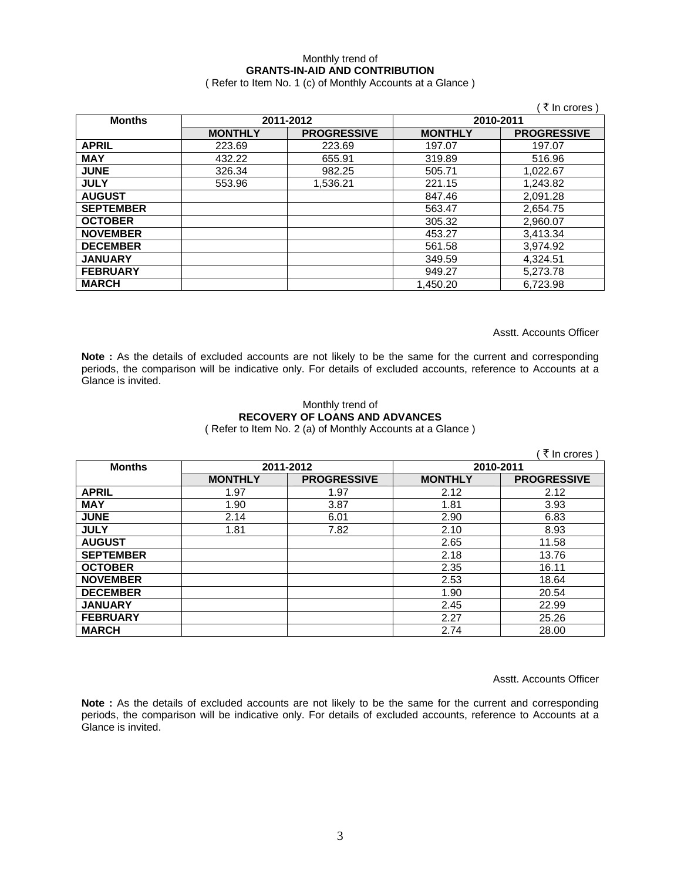Monthly trend of
**GRANTS-IN-AID AND CONTRIBUTION**
( Refer to Item No. 1 (c) of Monthly Accounts at a Glance )

( ₹ In crores )

| Months | 2011-2012 | | 2010-2011 | |
|---|---|---|---|---|
| | MONTHLY | PROGRESSIVE | MONTHLY | PROGRESSIVE |
| **APRIL** | 223.69 | 223.69 | 197.07 | 197.07 |
| **MAY** | 432.22 | 655.91 | 319.89 | 516.96 |
| **JUNE** | 326.34 | 982.25 | 505.71 | 1,022.67 |
| **JULY** | 553.96 | 1,536.21 | 221.15 | 1,243.82 |
| **AUGUST** | | | 847.46 | 2,091.28 |
| **SEPTEMBER** | | | 563.47 | 2,654.75 |
| **OCTOBER** | | | 305.32 | 2,960.07 |
| **NOVEMBER** | | | 453.27 | 3,413.34 |
| **DECEMBER** | | | 561.58 | 3,974.92 |
| **JANUARY** | | | 349.59 | 4,324.51 |
| **FEBRUARY** | | | 949.27 | 5,273.78 |
| **MARCH** | | | 1,450.20 | 6,723.98 |

Asstt. Accounts Officer

**Note :** As the details of excluded accounts are not likely to be the same for the current and corresponding periods, the comparison will be indicative only. For details of excluded accounts, reference to Accounts at a Glance is invited.

Monthly trend of
**RECOVERY OF LOANS AND ADVANCES**
( Refer to Item No. 2 (a) of Monthly Accounts at a Glance )

( ₹ In crores )

| Months | 2011-2012 | | 2010-2011 | |
|---|---|---|---|---|
| | MONTHLY | PROGRESSIVE | MONTHLY | PROGRESSIVE |
| **APRIL** | 1.97 | 1.97 | 2.12 | 2.12 |
| **MAY** | 1.90 | 3.87 | 1.81 | 3.93 |
| **JUNE** | 2.14 | 6.01 | 2.90 | 6.83 |
| **JULY** | 1.81 | 7.82 | 2.10 | 8.93 |
| **AUGUST** | | | 2.65 | 11.58 |
| **SEPTEMBER** | | | 2.18 | 13.76 |
| **OCTOBER** | | | 2.35 | 16.11 |
| **NOVEMBER** | | | 2.53 | 18.64 |
| **DECEMBER** | | | 1.90 | 20.54 |
| **JANUARY** | | | 2.45 | 22.99 |
| **FEBRUARY** | | | 2.27 | 25.26 |
| **MARCH** | | | 2.74 | 28.00 |

Asstt. Accounts Officer

**Note :** As the details of excluded accounts are not likely to be the same for the current and corresponding periods, the comparison will be indicative only. For details of excluded accounts, reference to Accounts at a Glance is invited.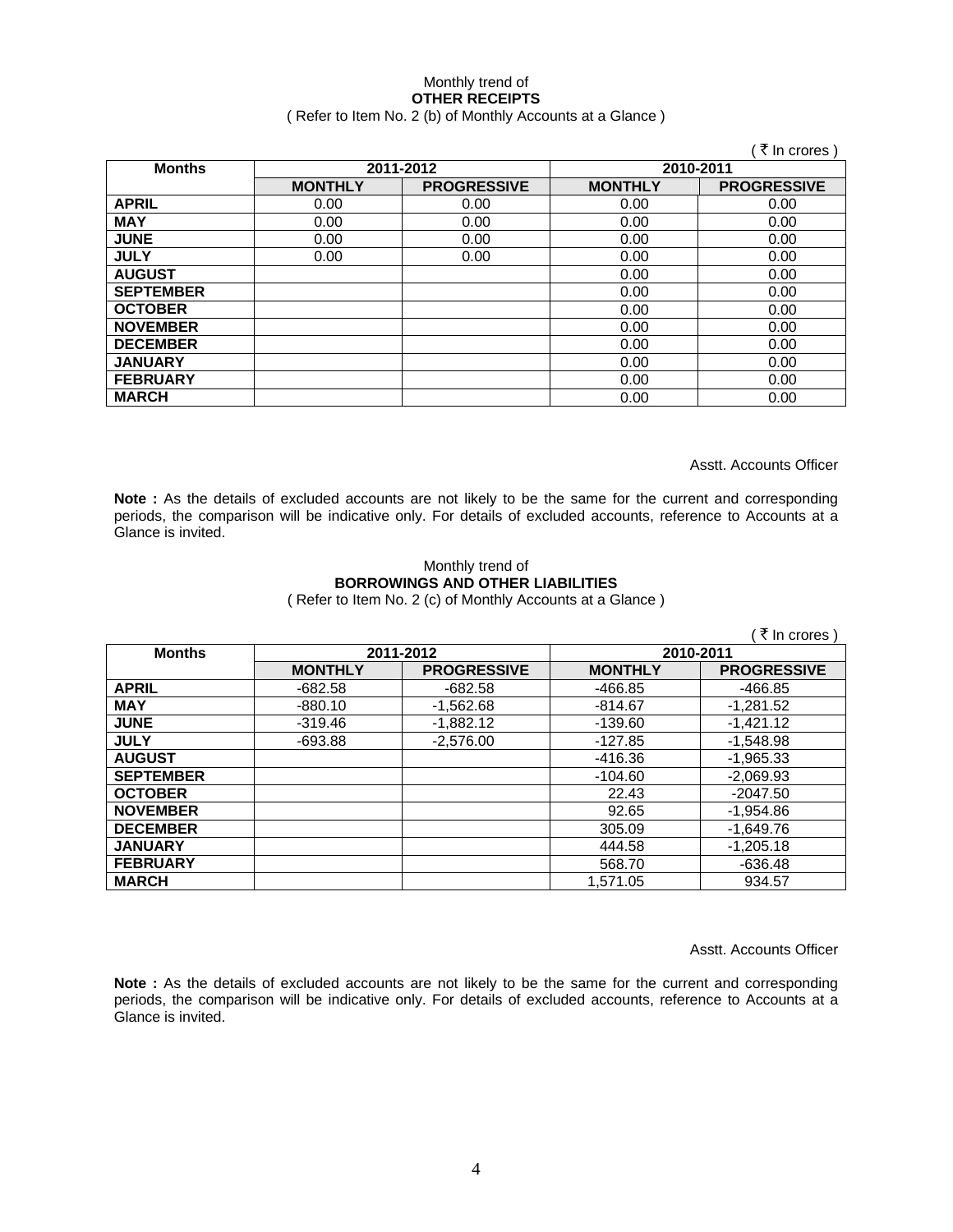Monthly trend of

**OTHER RECEIPTS**

( Refer to Item No. 2 (b) of Monthly Accounts at a Glance )

( ₹ In crores )

| Months | 2011-2012 | | 2010-2011 | |
|---|---|---|---|---|
| | MONTHLY | PROGRESSIVE | MONTHLY | PROGRESSIVE |
| APRIL | 0.00 | 0.00 | 0.00 | 0.00 |
| MAY | 0.00 | 0.00 | 0.00 | 0.00 |
| JUNE | 0.00 | 0.00 | 0.00 | 0.00 |
| JULY | 0.00 | 0.00 | 0.00 | 0.00 |
| AUGUST | | | 0.00 | 0.00 |
| SEPTEMBER | | | 0.00 | 0.00 |
| OCTOBER | | | 0.00 | 0.00 |
| NOVEMBER | | | 0.00 | 0.00 |
| DECEMBER | | | 0.00 | 0.00 |
| JANUARY | | | 0.00 | 0.00 |
| FEBRUARY | | | 0.00 | 0.00 |
| MARCH | | | 0.00 | 0.00 |

Asstt. Accounts Officer

**Note :** As the details of excluded accounts are not likely to be the same for the current and corresponding periods, the comparison will be indicative only. For details of excluded accounts, reference to Accounts at a Glance is invited.

Monthly trend of

**BORROWINGS AND OTHER LIABILITIES**

( Refer to Item No. 2 (c) of Monthly Accounts at a Glance )

( ₹ In crores )

| Months | 2011-2012 | | 2010-2011 | |
|---|---|---|---|---|
| | MONTHLY | PROGRESSIVE | MONTHLY | PROGRESSIVE |
| APRIL | -682.58 | -682.58 | -466.85 | -466.85 |
| MAY | -880.10 | -1,562.68 | -814.67 | -1,281.52 |
| JUNE | -319.46 | -1,882.12 | -139.60 | -1,421.12 |
| JULY | -693.88 | -2,576.00 | -127.85 | -1,548.98 |
| AUGUST | | | -416.36 | -1,965.33 |
| SEPTEMBER | | | -104.60 | -2,069.93 |
| OCTOBER | | | 22.43 | -2047.50 |
| NOVEMBER | | | 92.65 | -1,954.86 |
| DECEMBER | | | 305.09 | -1,649.76 |
| JANUARY | | | 444.58 | -1,205.18 |
| FEBRUARY | | | 568.70 | -636.48 |
| MARCH | | | 1,571.05 | 934.57 |

Asstt. Accounts Officer

**Note :** As the details of excluded accounts are not likely to be the same for the current and corresponding periods, the comparison will be indicative only. For details of excluded accounts, reference to Accounts at a Glance is invited.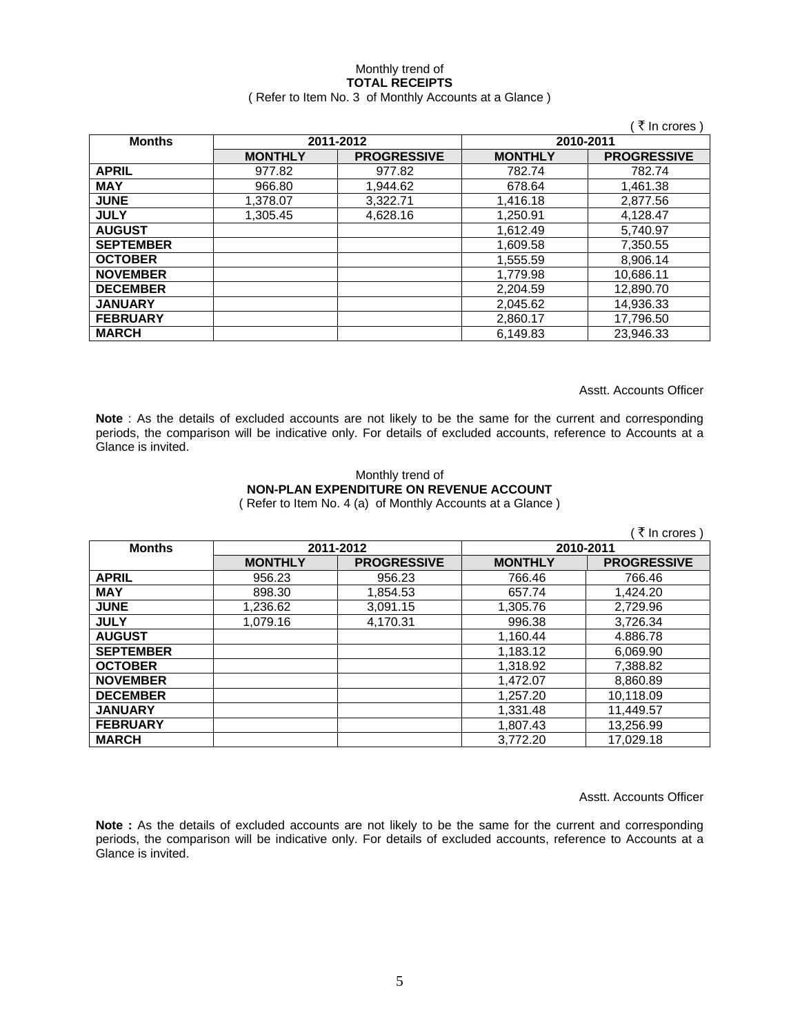Monthly trend of

**TOTAL RECEIPTS**

( Refer to Item No. 3 of Monthly Accounts at a Glance )

( ₹ In crores )

| Months | 2011-2012 | | 2010-2011 | |
|---|---|---|---|---|
| | MONTHLY | PROGRESSIVE | MONTHLY | PROGRESSIVE |
| **APRIL** | 977.82 | 977.82 | 782.74 | 782.74 |
| **MAY** | 966.80 | 1,944.62 | 678.64 | 1,461.38 |
| **JUNE** | 1,378.07 | 3,322.71 | 1,416.18 | 2,877.56 |
| **JULY** | 1,305.45 | 4,628.16 | 1,250.91 | 4,128.47 |
| **AUGUST** | | | 1,612.49 | 5,740.97 |
| **SEPTEMBER** | | | 1,609.58 | 7,350.55 |
| **OCTOBER** | | | 1,555.59 | 8,906.14 |
| **NOVEMBER** | | | 1,779.98 | 10,686.11 |
| **DECEMBER** | | | 2,204.59 | 12,890.70 |
| **JANUARY** | | | 2,045.62 | 14,936.33 |
| **FEBRUARY** | | | 2,860.17 | 17,796.50 |
| **MARCH** | | | 6,149.83 | 23,946.33 |

Asstt. Accounts Officer

**Note** : As the details of excluded accounts are not likely to be the same for the current and corresponding periods, the comparison will be indicative only. For details of excluded accounts, reference to Accounts at a Glance is invited.

Monthly trend of

**NON-PLAN EXPENDITURE ON REVENUE ACCOUNT**

( Refer to Item No. 4 (a) of Monthly Accounts at a Glance )

( ₹ In crores )

| Months | 2011-2012 | | 2010-2011 | |
|---|---|---|---|---|
| | MONTHLY | PROGRESSIVE | MONTHLY | PROGRESSIVE |
| **APRIL** | 956.23 | 956.23 | 766.46 | 766.46 |
| **MAY** | 898.30 | 1,854.53 | 657.74 | 1,424.20 |
| **JUNE** | 1,236.62 | 3,091.15 | 1,305.76 | 2,729.96 |
| **JULY** | 1,079.16 | 4,170.31 | 996.38 | 3,726.34 |
| **AUGUST** | | | 1,160.44 | 4.886.78 |
| **SEPTEMBER** | | | 1,183.12 | 6,069.90 |
| **OCTOBER** | | | 1,318.92 | 7,388.82 |
| **NOVEMBER** | | | 1,472.07 | 8,860.89 |
| **DECEMBER** | | | 1,257.20 | 10,118.09 |
| **JANUARY** | | | 1,331.48 | 11,449.57 |
| **FEBRUARY** | | | 1,807.43 | 13,256.99 |
| **MARCH** | | | 3,772.20 | 17,029.18 |

Asstt. Accounts Officer

**Note :** As the details of excluded accounts are not likely to be the same for the current and corresponding periods, the comparison will be indicative only. For details of excluded accounts, reference to Accounts at a Glance is invited.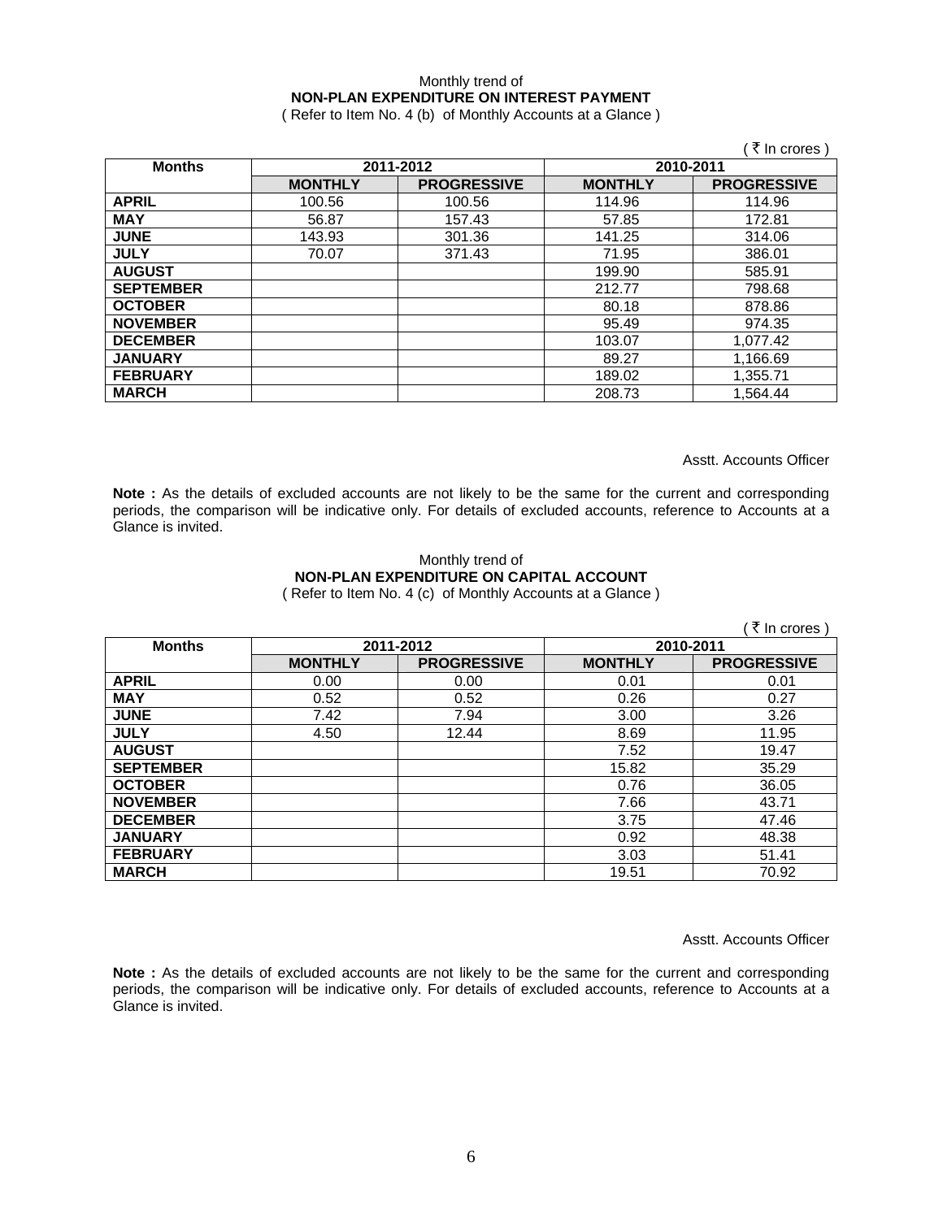Monthly trend of

**NON-PLAN EXPENDITURE ON INTEREST PAYMENT**

( Refer to Item No. 4 (b) of Monthly Accounts at a Glance )

( ₹ In crores )

| Months | 2011-2012 | | 2010-2011 | |
|---|---|---|---|---|
| | **MONTHLY** | **PROGRESSIVE** | **MONTHLY** | **PROGRESSIVE** |
| **APRIL** | 100.56 | 100.56 | 114.96 | 114.96 |
| **MAY** | 56.87 | 157.43 | 57.85 | 172.81 |
| **JUNE** | 143.93 | 301.36 | 141.25 | 314.06 |
| **JULY** | 70.07 | 371.43 | 71.95 | 386.01 |
| **AUGUST** | | | 199.90 | 585.91 |
| **SEPTEMBER** | | | 212.77 | 798.68 |
| **OCTOBER** | | | 80.18 | 878.86 |
| **NOVEMBER** | | | 95.49 | 974.35 |
| **DECEMBER** | | | 103.07 | 1,077.42 |
| **JANUARY** | | | 89.27 | 1,166.69 |
| **FEBRUARY** | | | 189.02 | 1,355.71 |
| **MARCH** | | | 208.73 | 1,564.44 |

Asstt. Accounts Officer

**Note :** As the details of excluded accounts are not likely to be the same for the current and corresponding periods, the comparison will be indicative only. For details of excluded accounts, reference to Accounts at a Glance is invited.

Monthly trend of

**NON-PLAN EXPENDITURE ON CAPITAL ACCOUNT**

( Refer to Item No. 4 (c) of Monthly Accounts at a Glance )

( ₹ In crores )

| Months | 2011-2012 | | 2010-2011 | |
|---|---|---|---|---|
| | **MONTHLY** | **PROGRESSIVE** | **MONTHLY** | **PROGRESSIVE** |
| **APRIL** | 0.00 | 0.00 | 0.01 | 0.01 |
| **MAY** | 0.52 | 0.52 | 0.26 | 0.27 |
| **JUNE** | 7.42 | 7.94 | 3.00 | 3.26 |
| **JULY** | 4.50 | 12.44 | 8.69 | 11.95 |
| **AUGUST** | | | 7.52 | 19.47 |
| **SEPTEMBER** | | | 15.82 | 35.29 |
| **OCTOBER** | | | 0.76 | 36.05 |
| **NOVEMBER** | | | 7.66 | 43.71 |
| **DECEMBER** | | | 3.75 | 47.46 |
| **JANUARY** | | | 0.92 | 48.38 |
| **FEBRUARY** | | | 3.03 | 51.41 |
| **MARCH** | | | 19.51 | 70.92 |

Asstt. Accounts Officer

**Note :** As the details of excluded accounts are not likely to be the same for the current and corresponding periods, the comparison will be indicative only. For details of excluded accounts, reference to Accounts at a Glance is invited.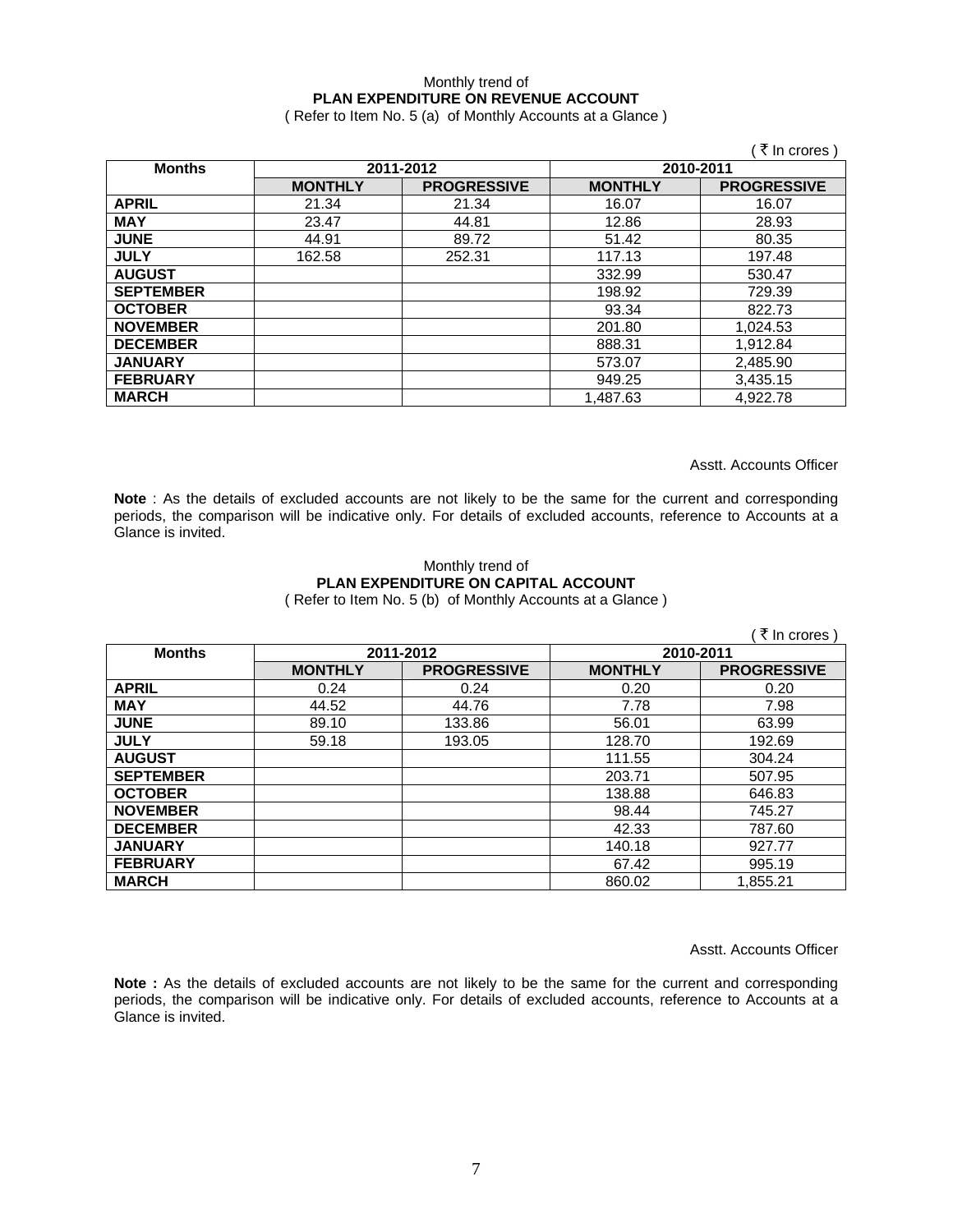Monthly trend of

**PLAN EXPENDITURE ON REVENUE ACCOUNT**

( Refer to Item No. 5 (a) of Monthly Accounts at a Glance )

( ₹ In crores )

| Months | 2011-2012 | | 2010-2011 | |
|---|---|---|---|---|
| | MONTHLY | PROGRESSIVE | MONTHLY | PROGRESSIVE |
| **APRIL** | 21.34 | 21.34 | 16.07 | 16.07 |
| **MAY** | 23.47 | 44.81 | 12.86 | 28.93 |
| **JUNE** | 44.91 | 89.72 | 51.42 | 80.35 |
| **JULY** | 162.58 | 252.31 | 117.13 | 197.48 |
| **AUGUST** | | | 332.99 | 530.47 |
| **SEPTEMBER** | | | 198.92 | 729.39 |
| **OCTOBER** | | | 93.34 | 822.73 |
| **NOVEMBER** | | | 201.80 | 1,024.53 |
| **DECEMBER** | | | 888.31 | 1,912.84 |
| **JANUARY** | | | 573.07 | 2,485.90 |
| **FEBRUARY** | | | 949.25 | 3,435.15 |
| **MARCH** | | | 1,487.63 | 4,922.78 |

Asstt. Accounts Officer

**Note** : As the details of excluded accounts are not likely to be the same for the current and corresponding periods, the comparison will be indicative only. For details of excluded accounts, reference to Accounts at a Glance is invited.

Monthly trend of

**PLAN EXPENDITURE ON CAPITAL ACCOUNT**

( Refer to Item No. 5 (b) of Monthly Accounts at a Glance )

( ₹ In crores )

| Months | 2011-2012 | | 2010-2011 | |
|---|---|---|---|---|
| | MONTHLY | PROGRESSIVE | MONTHLY | PROGRESSIVE |
| **APRIL** | 0.24 | 0.24 | 0.20 | 0.20 |
| **MAY** | 44.52 | 44.76 | 7.78 | 7.98 |
| **JUNE** | 89.10 | 133.86 | 56.01 | 63.99 |
| **JULY** | 59.18 | 193.05 | 128.70 | 192.69 |
| **AUGUST** | | | 111.55 | 304.24 |
| **SEPTEMBER** | | | 203.71 | 507.95 |
| **OCTOBER** | | | 138.88 | 646.83 |
| **NOVEMBER** | | | 98.44 | 745.27 |
| **DECEMBER** | | | 42.33 | 787.60 |
| **JANUARY** | | | 140.18 | 927.77 |
| **FEBRUARY** | | | 67.42 | 995.19 |
| **MARCH** | | | 860.02 | 1,855.21 |

Asstt. Accounts Officer

**Note :** As the details of excluded accounts are not likely to be the same for the current and corresponding periods, the comparison will be indicative only. For details of excluded accounts, reference to Accounts at a Glance is invited.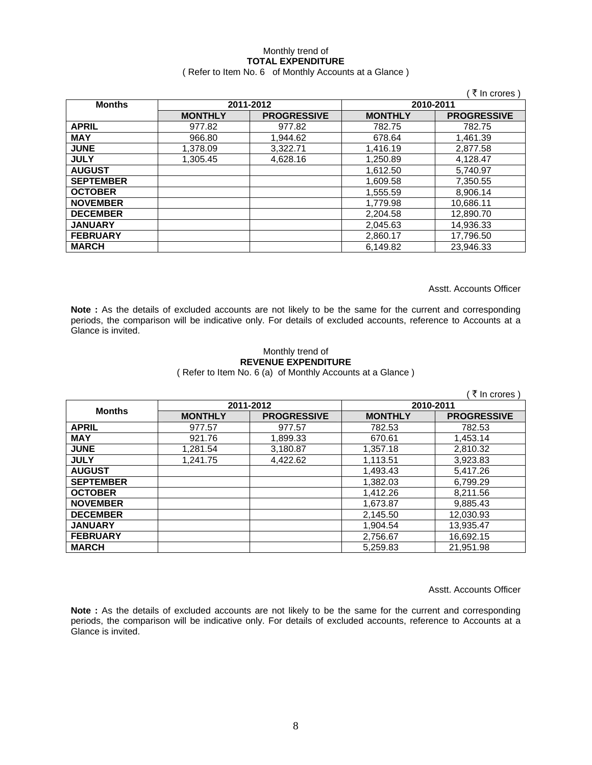Monthly trend of
**TOTAL EXPENDITURE**
( Refer to Item No. 6 of Monthly Accounts at a Glance )

( ₹ In crores )

| Months | 2011-2012 | | 2010-2011 | |
|---|---|---|---|---|
| | **MONTHLY** | **PROGRESSIVE** | **MONTHLY** | **PROGRESSIVE** |
| **APRIL** | 977.82 | 977.82 | 782.75 | 782.75 |
| **MAY** | 966.80 | 1,944.62 | 678.64 | 1,461.39 |
| **JUNE** | 1,378.09 | 3,322.71 | 1,416.19 | 2,877.58 |
| **JULY** | 1,305.45 | 4,628.16 | 1,250.89 | 4,128.47 |
| **AUGUST** | | | 1,612.50 | 5,740.97 |
| **SEPTEMBER** | | | 1,609.58 | 7,350.55 |
| **OCTOBER** | | | 1,555.59 | 8,906.14 |
| **NOVEMBER** | | | 1,779.98 | 10,686.11 |
| **DECEMBER** | | | 2,204.58 | 12,890.70 |
| **JANUARY** | | | 2,045.63 | 14,936.33 |
| **FEBRUARY** | | | 2,860.17 | 17,796.50 |
| **MARCH** | | | 6,149.82 | 23,946.33 |

Asstt. Accounts Officer

**Note :** As the details of excluded accounts are not likely to be the same for the current and corresponding periods, the comparison will be indicative only. For details of excluded accounts, reference to Accounts at a Glance is invited.

Monthly trend of
**REVENUE EXPENDITURE**
( Refer to Item No. 6 (a) of Monthly Accounts at a Glance )

( ₹ In crores )

| Months | 2011-2012 | | 2010-2011 | |
|---|---|---|---|---|
| | **MONTHLY** | **PROGRESSIVE** | **MONTHLY** | **PROGRESSIVE** |
| **APRIL** | 977.57 | 977.57 | 782.53 | 782.53 |
| **MAY** | 921.76 | 1,899.33 | 670.61 | 1,453.14 |
| **JUNE** | 1,281.54 | 3,180.87 | 1,357.18 | 2,810.32 |
| **JULY** | 1,241.75 | 4,422.62 | 1,113.51 | 3,923.83 |
| **AUGUST** | | | 1,493.43 | 5,417.26 |
| **SEPTEMBER** | | | 1,382.03 | 6,799.29 |
| **OCTOBER** | | | 1,412.26 | 8,211.56 |
| **NOVEMBER** | | | 1,673.87 | 9,885.43 |
| **DECEMBER** | | | 2,145.50 | 12,030.93 |
| **JANUARY** | | | 1,904.54 | 13,935.47 |
| **FEBRUARY** | | | 2,756.67 | 16,692.15 |
| **MARCH** | | | 5,259.83 | 21,951.98 |

Asstt. Accounts Officer

**Note :** As the details of excluded accounts are not likely to be the same for the current and corresponding periods, the comparison will be indicative only. For details of excluded accounts, reference to Accounts at a Glance is invited.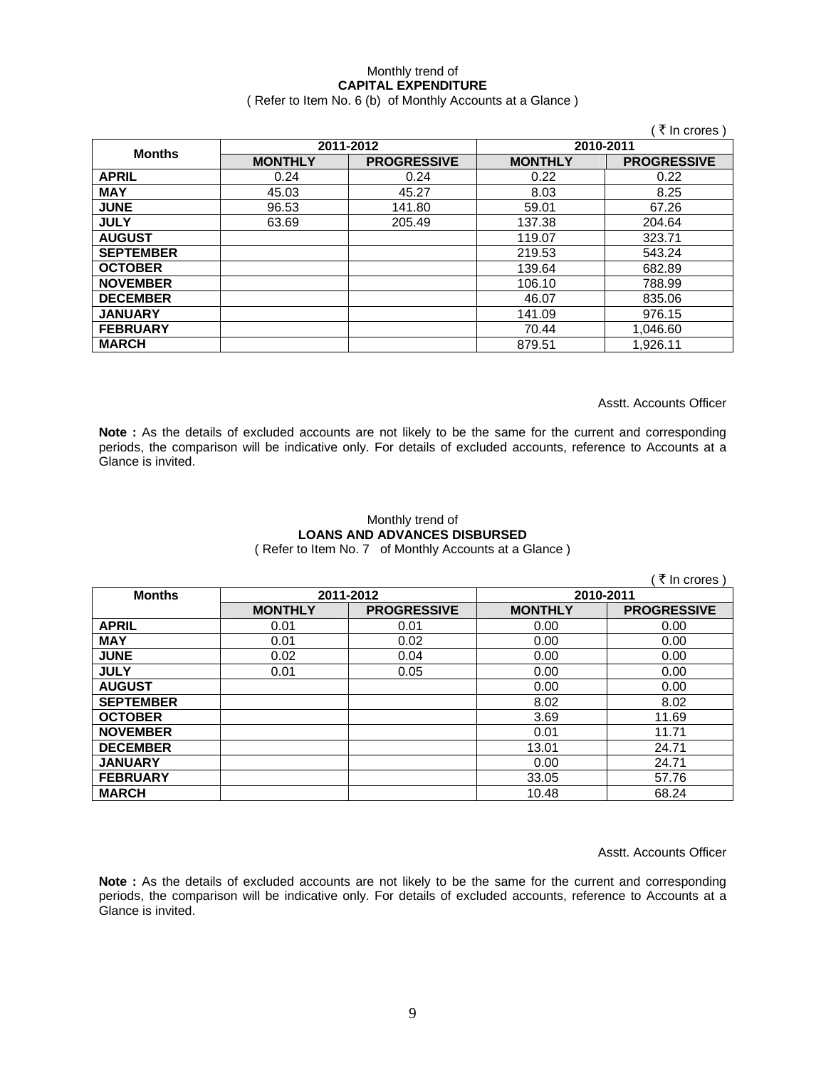Monthly trend of

**CAPITAL EXPENDITURE**

( Refer to Item No. 6 (b) of Monthly Accounts at a Glance )

( ₹ In crores )

| Months | 2011-2012 | | 2010-2011 | |
|---|---|---|---|---|
| | **MONTHLY** | **PROGRESSIVE** | **MONTHLY** | **PROGRESSIVE** |
| **APRIL** | 0.24 | 0.24 | 0.22 | 0.22 |
| **MAY** | 45.03 | 45.27 | 8.03 | 8.25 |
| **JUNE** | 96.53 | 141.80 | 59.01 | 67.26 |
| **JULY** | 63.69 | 205.49 | 137.38 | 204.64 |
| **AUGUST** | | | 119.07 | 323.71 |
| **SEPTEMBER** | | | 219.53 | 543.24 |
| **OCTOBER** | | | 139.64 | 682.89 |
| **NOVEMBER** | | | 106.10 | 788.99 |
| **DECEMBER** | | | 46.07 | 835.06 |
| **JANUARY** | | | 141.09 | 976.15 |
| **FEBRUARY** | | | 70.44 | 1,046.60 |
| **MARCH** | | | 879.51 | 1,926.11 |

Asstt. Accounts Officer

**Note :** As the details of excluded accounts are not likely to be the same for the current and corresponding periods, the comparison will be indicative only. For details of excluded accounts, reference to Accounts at a Glance is invited.

Monthly trend of

**LOANS AND ADVANCES DISBURSED**

( Refer to Item No. 7 of Monthly Accounts at a Glance )

( ₹ In crores )

| Months | 2011-2012 | | 2010-2011 | |
|---|---|---|---|---|
| | **MONTHLY** | **PROGRESSIVE** | **MONTHLY** | **PROGRESSIVE** |
| **APRIL** | 0.01 | 0.01 | 0.00 | 0.00 |
| **MAY** | 0.01 | 0.02 | 0.00 | 0.00 |
| **JUNE** | 0.02 | 0.04 | 0.00 | 0.00 |
| **JULY** | 0.01 | 0.05 | 0.00 | 0.00 |
| **AUGUST** | | | 0.00 | 0.00 |
| **SEPTEMBER** | | | 8.02 | 8.02 |
| **OCTOBER** | | | 3.69 | 11.69 |
| **NOVEMBER** | | | 0.01 | 11.71 |
| **DECEMBER** | | | 13.01 | 24.71 |
| **JANUARY** | | | 0.00 | 24.71 |
| **FEBRUARY** | | | 33.05 | 57.76 |
| **MARCH** | | | 10.48 | 68.24 |

Asstt. Accounts Officer

**Note :** As the details of excluded accounts are not likely to be the same for the current and corresponding periods, the comparison will be indicative only. For details of excluded accounts, reference to Accounts at a Glance is invited.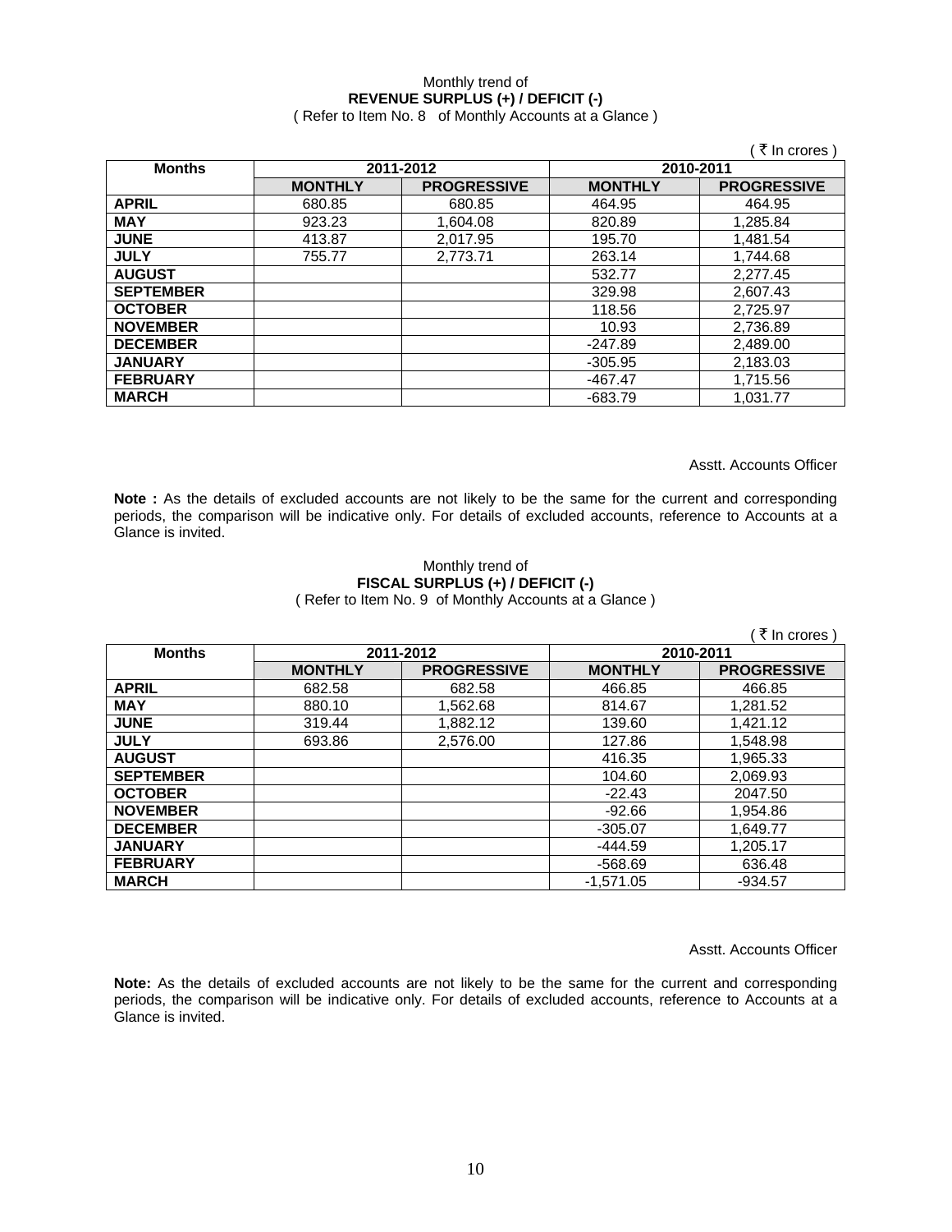Monthly trend of
**REVENUE SURPLUS (+) / DEFICIT (-)**
( Refer to Item No. 8 of Monthly Accounts at a Glance )

( ₹ In crores )

| Months | 2011-2012 | | 2010-2011 | |
|---|---|---|---|---|
| | MONTHLY | PROGRESSIVE | MONTHLY | PROGRESSIVE |
| **APRIL** | 680.85 | 680.85 | 464.95 | 464.95 |
| **MAY** | 923.23 | 1,604.08 | 820.89 | 1,285.84 |
| **JUNE** | 413.87 | 2,017.95 | 195.70 | 1,481.54 |
| **JULY** | 755.77 | 2,773.71 | 263.14 | 1,744.68 |
| **AUGUST** | | | 532.77 | 2,277.45 |
| **SEPTEMBER** | | | 329.98 | 2,607.43 |
| **OCTOBER** | | | 118.56 | 2,725.97 |
| **NOVEMBER** | | | 10.93 | 2,736.89 |
| **DECEMBER** | | | -247.89 | 2,489.00 |
| **JANUARY** | | | -305.95 | 2,183.03 |
| **FEBRUARY** | | | -467.47 | 1,715.56 |
| **MARCH** | | | -683.79 | 1,031.77 |

Asstt. Accounts Officer

**Note :** As the details of excluded accounts are not likely to be the same for the current and corresponding periods, the comparison will be indicative only. For details of excluded accounts, reference to Accounts at a Glance is invited.

Monthly trend of
**FISCAL SURPLUS (+) / DEFICIT (-)**
( Refer to Item No. 9 of Monthly Accounts at a Glance )

( ₹ In crores )

| Months | 2011-2012 | | 2010-2011 | |
|---|---|---|---|---|
| | MONTHLY | PROGRESSIVE | MONTHLY | PROGRESSIVE |
| **APRIL** | 682.58 | 682.58 | 466.85 | 466.85 |
| **MAY** | 880.10 | 1,562.68 | 814.67 | 1,281.52 |
| **JUNE** | 319.44 | 1,882.12 | 139.60 | 1,421.12 |
| **JULY** | 693.86 | 2,576.00 | 127.86 | 1,548.98 |
| **AUGUST** | | | 416.35 | 1,965.33 |
| **SEPTEMBER** | | | 104.60 | 2,069.93 |
| **OCTOBER** | | | -22.43 | 2047.50 |
| **NOVEMBER** | | | -92.66 | 1,954.86 |
| **DECEMBER** | | | -305.07 | 1,649.77 |
| **JANUARY** | | | -444.59 | 1,205.17 |
| **FEBRUARY** | | | -568.69 | 636.48 |
| **MARCH** | | | -1,571.05 | -934.57 |

Asstt. Accounts Officer

**Note:** As the details of excluded accounts are not likely to be the same for the current and corresponding periods, the comparison will be indicative only. For details of excluded accounts, reference to Accounts at a Glance is invited.